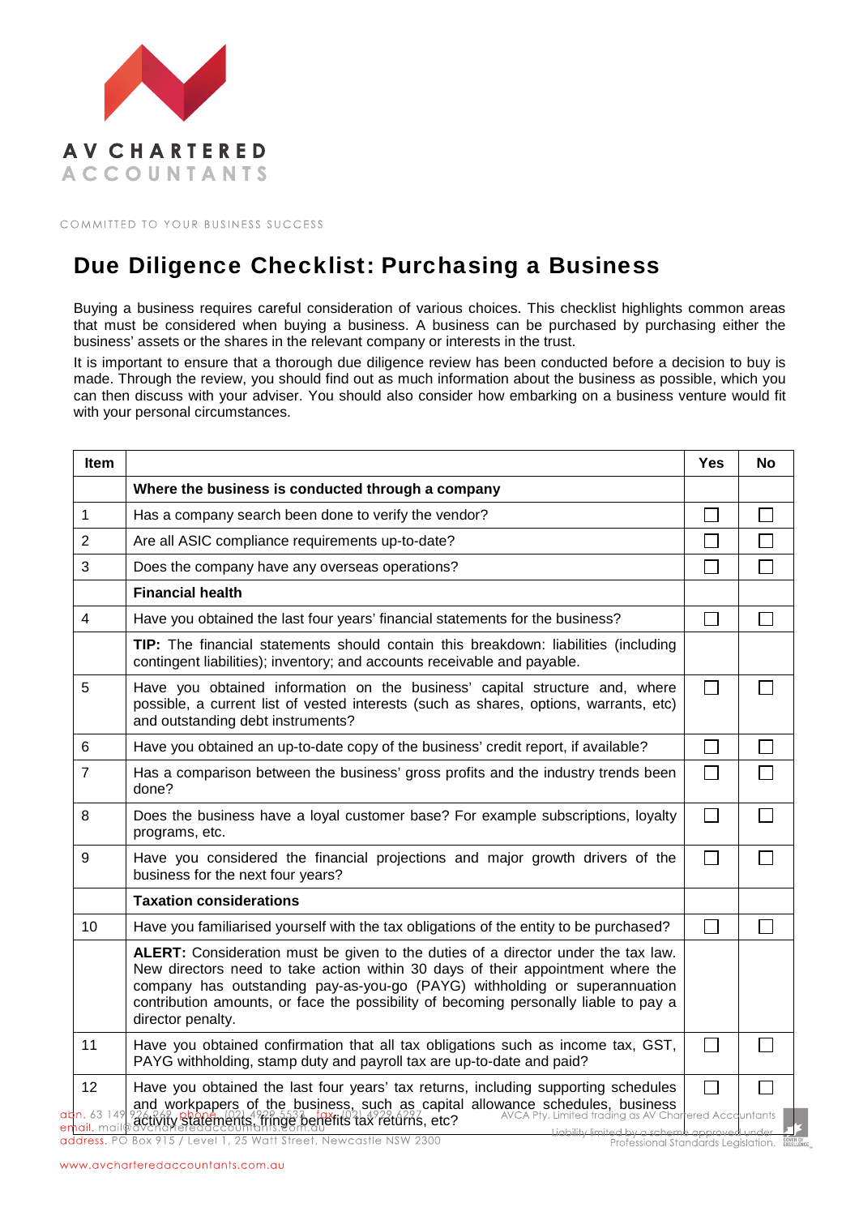# Due Diligence Checklist: Purchasing a Business

Buying a business requires careful consideration of various choices. This checklist highlights common areas that must be considered when buying a business. A business can be purchased by purchasing either the business' assets or the shares in the relevant company or interests in the trust.

It is important to ensure that a thorough due diligence review has been conducted before a decision to buy is made. Through the review, you should find out as much information about the business as possible, which you can then discuss with your adviser. You should also consider how embarking on a business venture would fit with your personal circumstances.

| Item | | Yes | No |
|---|---|---|---|
| | **Where the business is conducted through a company** | | |
| 1 | Has a company search been done to verify the vendor? | ☐ | ☐ |
| 2 | Are all ASIC compliance requirements up-to-date? | ☐ | ☐ |
| 3 | Does the company have any overseas operations? | ☐ | ☐ |
| | **Financial health** | | |
| 4 | Have you obtained the last four years' financial statements for the business? | ☐ | ☐ |
| | **TIP:** The financial statements should contain this breakdown: liabilities (including contingent liabilities); inventory; and accounts receivable and payable. | | |
| 5 | Have you obtained information on the business' capital structure and, where possible, a current list of vested interests (such as shares, options, warrants, etc) and outstanding debt instruments? | ☐ | ☐ |
| 6 | Have you obtained an up-to-date copy of the business' credit report, if available? | ☐ | ☐ |
| 7 | Has a comparison between the business' gross profits and the industry trends been done? | ☐ | ☐ |
| 8 | Does the business have a loyal customer base? For example subscriptions, loyalty programs, etc. | ☐ | ☐ |
| 9 | Have you considered the financial projections and major growth drivers of the business for the next four years? | ☐ | ☐ |
| | **Taxation considerations** | | |
| 10 | Have you familiarised yourself with the tax obligations of the entity to be purchased? | ☐ | ☐ |
| | **ALERT:** Consideration must be given to the duties of a director under the tax law. New directors need to take action within 30 days of their appointment where the company has outstanding pay-as-you-go (PAYG) withholding or superannuation contribution amounts, or face the possibility of becoming personally liable to pay a director penalty. | | |
| 11 | Have you obtained confirmation that all tax obligations such as income tax, GST, PAYG withholding, stamp duty and payroll tax are up-to-date and paid? | ☐ | ☐ |
| 12 | Have you obtained the last four years' tax returns, including supporting schedules and workpapers of the business, such as capital allowance schedules, business activity statements, fringe benefits tax returns, etc? | ☐ | ☐ |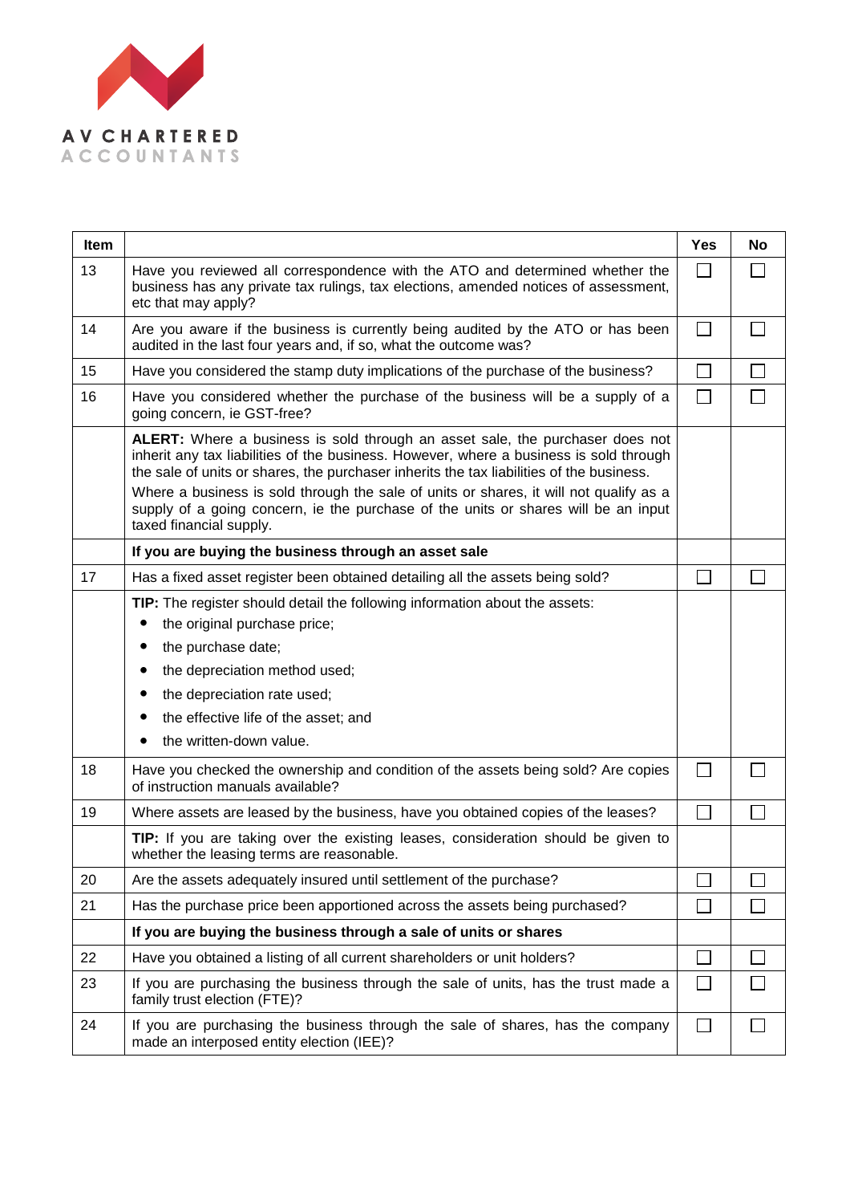AV CHARTERED ACCOUNTANTS

| Item | | Yes | No |
|---|---|---|---|
| 13 | Have you reviewed all correspondence with the ATO and determined whether the business has any private tax rulings, tax elections, amended notices of assessment, etc that may apply? | ☐ | ☐ |
| 14 | Are you aware if the business is currently being audited by the ATO or has been audited in the last four years and, if so, what the outcome was? | ☐ | ☐ |
| 15 | Have you considered the stamp duty implications of the purchase of the business? | ☐ | ☐ |
| 16 | Have you considered whether the purchase of the business will be a supply of a going concern, ie GST-free? | ☐ | ☐ |
| | **ALERT:** Where a business is sold through an asset sale, the purchaser does not inherit any tax liabilities of the business. However, where a business is sold through the sale of units or shares, the purchaser inherits the tax liabilities of the business. Where a business is sold through the sale of units or shares, it will not qualify as a supply of a going concern, ie the purchase of the units or shares will be an input taxed financial supply. | | |
| | **If you are buying the business through an asset sale** | | |
| 17 | Has a fixed asset register been obtained detailing all the assets being sold? | ☐ | ☐ |
| | **TIP:** The register should detail the following information about the assets:<br>• the original purchase price;<br>• the purchase date;<br>• the depreciation method used;<br>• the depreciation rate used;<br>• the effective life of the asset; and<br>• the written-down value. | | |
| 18 | Have you checked the ownership and condition of the assets being sold? Are copies of instruction manuals available? | ☐ | ☐ |
| 19 | Where assets are leased by the business, have you obtained copies of the leases? | ☐ | ☐ |
| | **TIP:** If you are taking over the existing leases, consideration should be given to whether the leasing terms are reasonable. | | |
| 20 | Are the assets adequately insured until settlement of the purchase? | ☐ | ☐ |
| 21 | Has the purchase price been apportioned across the assets being purchased? | ☐ | ☐ |
| | **If you are buying the business through a sale of units or shares** | | |
| 22 | Have you obtained a listing of all current shareholders or unit holders? | ☐ | ☐ |
| 23 | If you are purchasing the business through the sale of units, has the trust made a family trust election (FTE)? | ☐ | ☐ |
| 24 | If you are purchasing the business through the sale of shares, has the company made an interposed entity election (IEE)? | ☐ | ☐ |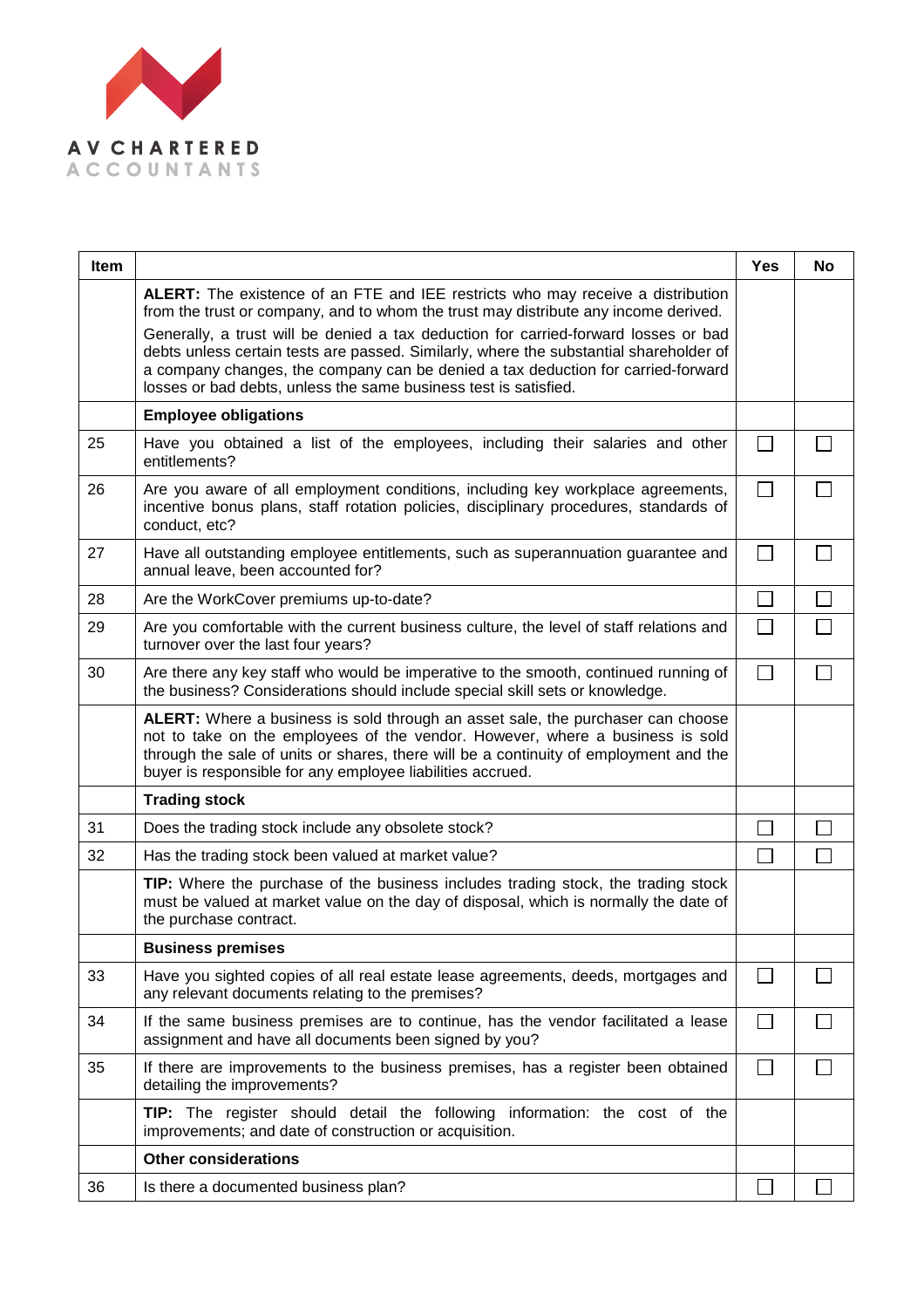AV CHARTERED ACCOUNTANTS

| Item | | Yes | No |
|---|---|---|---|
| | **ALERT:** The existence of an FTE and IEE restricts who may receive a distribution from the trust or company, and to whom the trust may distribute any income derived.<br>Generally, a trust will be denied a tax deduction for carried-forward losses or bad debts unless certain tests are passed. Similarly, where the substantial shareholder of a company changes, the company can be denied a tax deduction for carried-forward losses or bad debts, unless the same business test is satisfied. | | |
| | **Employee obligations** | | |
| 25 | Have you obtained a list of the employees, including their salaries and other entitlements? | ☐ | ☐ |
| 26 | Are you aware of all employment conditions, including key workplace agreements, incentive bonus plans, staff rotation policies, disciplinary procedures, standards of conduct, etc? | ☐ | ☐ |
| 27 | Have all outstanding employee entitlements, such as superannuation guarantee and annual leave, been accounted for? | ☐ | ☐ |
| 28 | Are the WorkCover premiums up-to-date? | ☐ | ☐ |
| 29 | Are you comfortable with the current business culture, the level of staff relations and turnover over the last four years? | ☐ | ☐ |
| 30 | Are there any key staff who would be imperative to the smooth, continued running of the business? Considerations should include special skill sets or knowledge. | ☐ | ☐ |
| | **ALERT:** Where a business is sold through an asset sale, the purchaser can choose not to take on the employees of the vendor. However, where a business is sold through the sale of units or shares, there will be a continuity of employment and the buyer is responsible for any employee liabilities accrued. | | |
| | **Trading stock** | | |
| 31 | Does the trading stock include any obsolete stock? | ☐ | ☐ |
| 32 | Has the trading stock been valued at market value? | ☐ | ☐ |
| | **TIP:** Where the purchase of the business includes trading stock, the trading stock must be valued at market value on the day of disposal, which is normally the date of the purchase contract. | | |
| | **Business premises** | | |
| 33 | Have you sighted copies of all real estate lease agreements, deeds, mortgages and any relevant documents relating to the premises? | ☐ | ☐ |
| 34 | If the same business premises are to continue, has the vendor facilitated a lease assignment and have all documents been signed by you? | ☐ | ☐ |
| 35 | If there are improvements to the business premises, has a register been obtained detailing the improvements? | ☐ | ☐ |
| | **TIP:** The register should detail the following information: the cost of the improvements; and date of construction or acquisition. | | |
| | **Other considerations** | | |
| 36 | Is there a documented business plan? | ☐ | ☐ |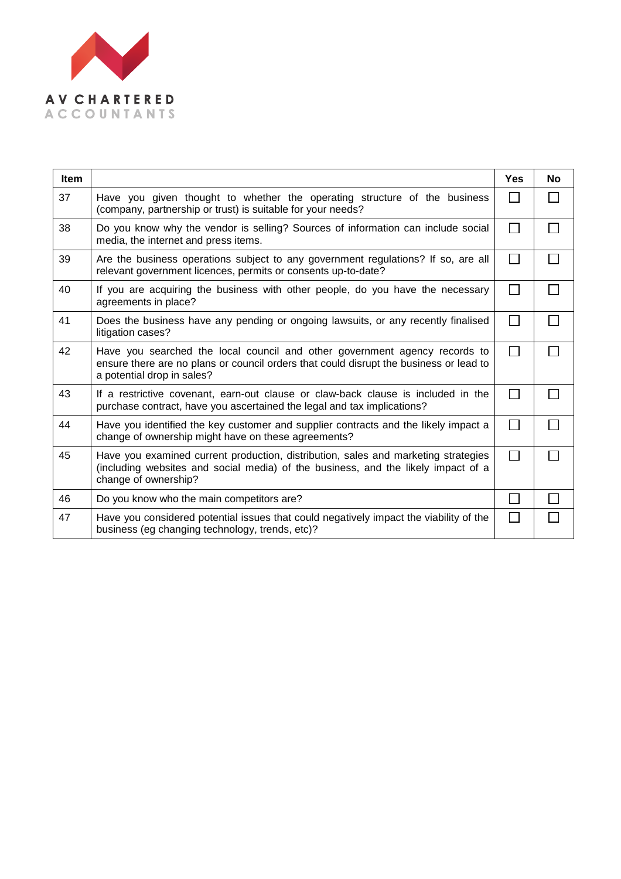AV CHARTERED ACCOUNTANTS

| Item | | Yes | No |
|---|---|---|---|
| 37 | Have you given thought to whether the operating structure of the business (company, partnership or trust) is suitable for your needs? | ☐ | ☐ |
| 38 | Do you know why the vendor is selling? Sources of information can include social media, the internet and press items. | ☐ | ☐ |
| 39 | Are the business operations subject to any government regulations? If so, are all relevant government licences, permits or consents up-to-date? | ☐ | ☐ |
| 40 | If you are acquiring the business with other people, do you have the necessary agreements in place? | ☐ | ☐ |
| 41 | Does the business have any pending or ongoing lawsuits, or any recently finalised litigation cases? | ☐ | ☐ |
| 42 | Have you searched the local council and other government agency records to ensure there are no plans or council orders that could disrupt the business or lead to a potential drop in sales? | ☐ | ☐ |
| 43 | If a restrictive covenant, earn-out clause or claw-back clause is included in the purchase contract, have you ascertained the legal and tax implications? | ☐ | ☐ |
| 44 | Have you identified the key customer and supplier contracts and the likely impact a change of ownership might have on these agreements? | ☐ | ☐ |
| 45 | Have you examined current production, distribution, sales and marketing strategies (including websites and social media) of the business, and the likely impact of a change of ownership? | ☐ | ☐ |
| 46 | Do you know who the main competitors are? | ☐ | ☐ |
| 47 | Have you considered potential issues that could negatively impact the viability of the business (eg changing technology, trends, etc)? | ☐ | ☐ |